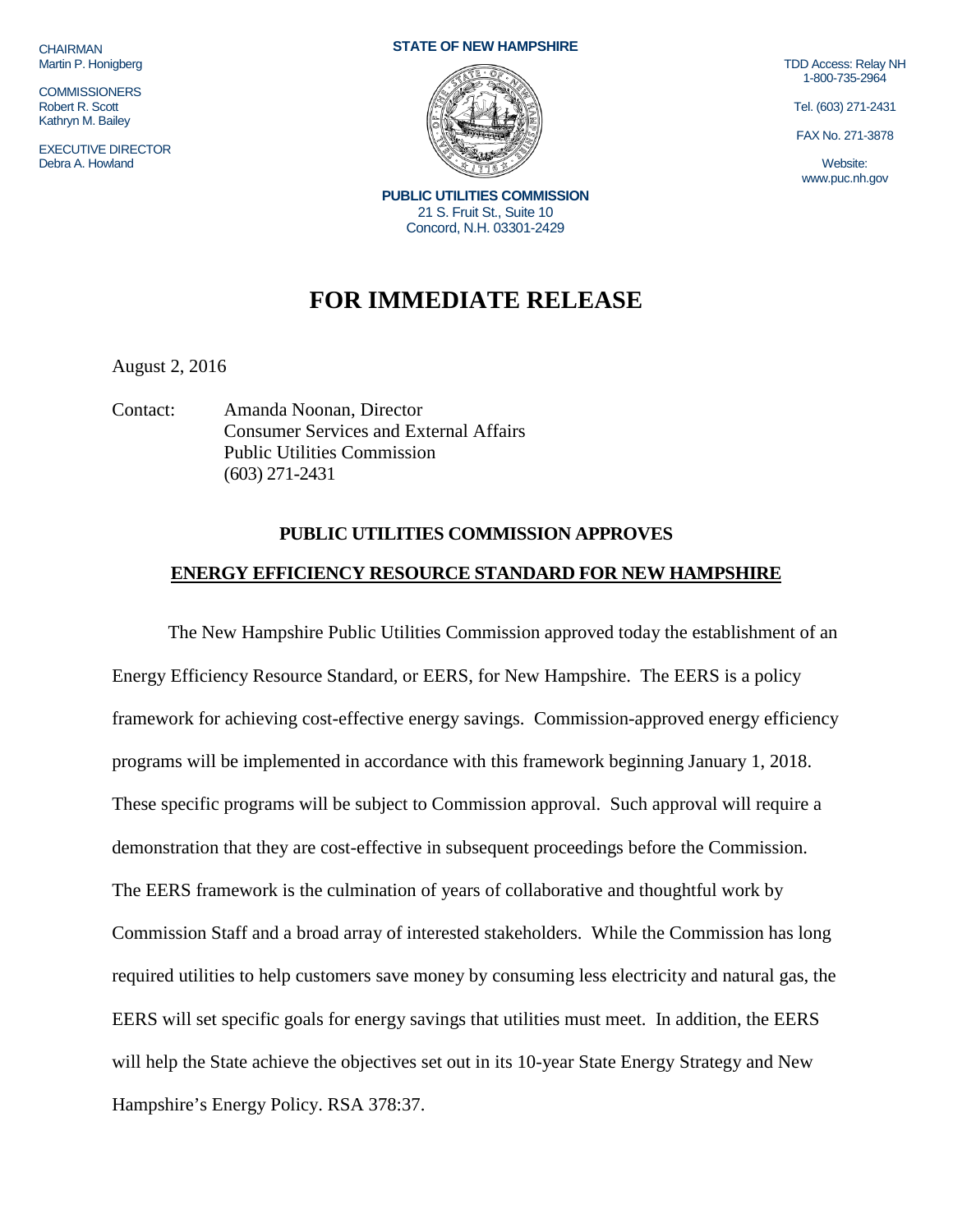CHAIRMAN
Martin P. Honigberg

COMMISSIONERS
Robert R. Scott
Kathryn M. Bailey

EXECUTIVE DIRECTOR
Debra A. Howland

**STATE OF NEW HAMPSHIRE**

**PUBLIC UTILITIES COMMISSION**
21 S. Fruit St., Suite 10
Concord, N.H. 03301-2429

TDD Access: Relay NH
1-800-735-2964

Tel. (603) 271-2431

FAX No. 271-3878

Website:
www.puc.nh.gov

# FOR IMMEDIATE RELEASE

August 2, 2016

Contact: Amanda Noonan, Director
Consumer Services and External Affairs
Public Utilities Commission
(603) 271-2431

## PUBLIC UTILITIES COMMISSION APPROVES

## ENERGY EFFICIENCY RESOURCE STANDARD FOR NEW HAMPSHIRE

The New Hampshire Public Utilities Commission approved today the establishment of an Energy Efficiency Resource Standard, or EERS, for New Hampshire. The EERS is a policy framework for achieving cost-effective energy savings. Commission-approved energy efficiency programs will be implemented in accordance with this framework beginning January 1, 2018. These specific programs will be subject to Commission approval. Such approval will require a demonstration that they are cost-effective in subsequent proceedings before the Commission. The EERS framework is the culmination of years of collaborative and thoughtful work by Commission Staff and a broad array of interested stakeholders. While the Commission has long required utilities to help customers save money by consuming less electricity and natural gas, the EERS will set specific goals for energy savings that utilities must meet. In addition, the EERS will help the State achieve the objectives set out in its 10-year State Energy Strategy and New Hampshire's Energy Policy. RSA 378:37.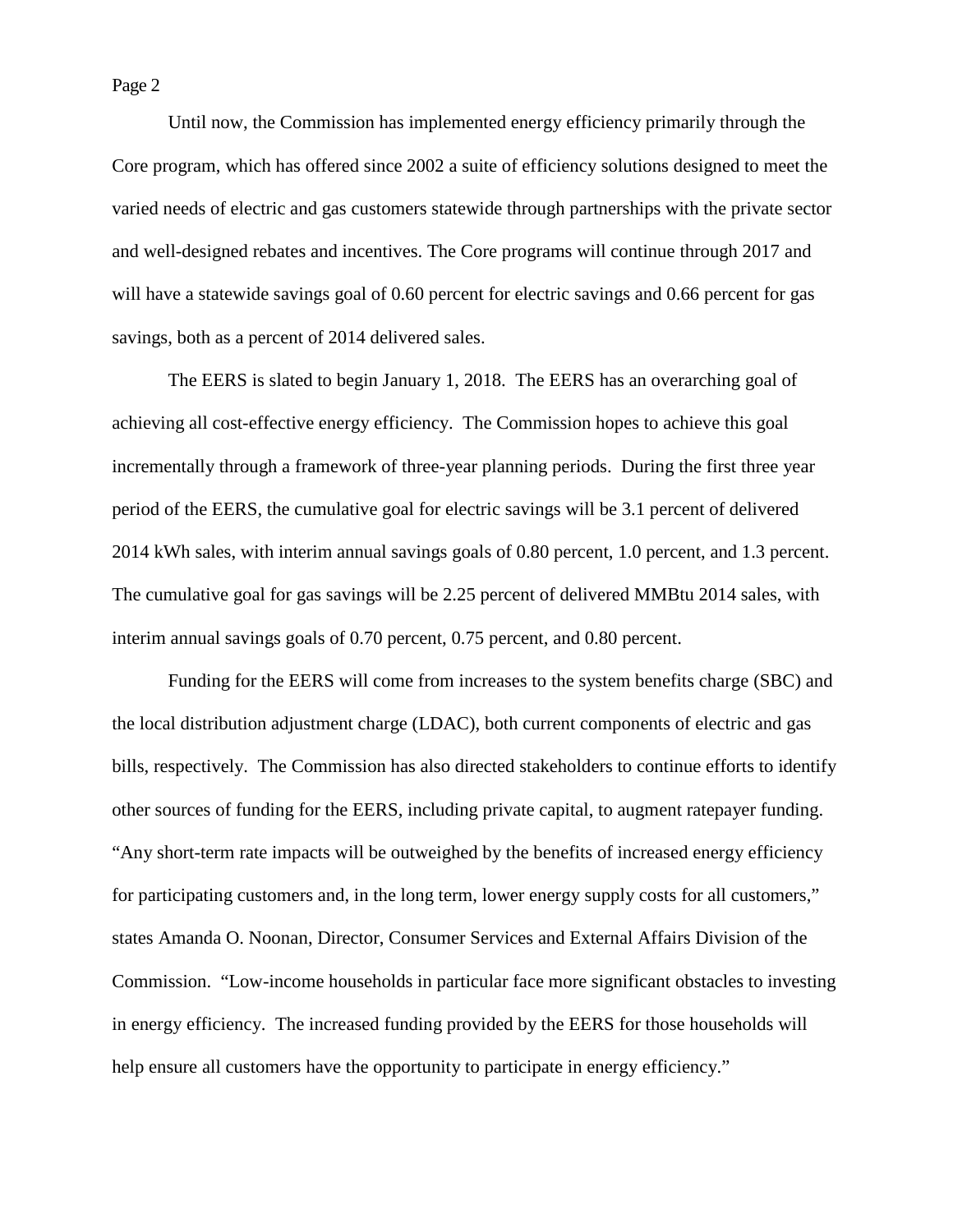Until now, the Commission has implemented energy efficiency primarily through the Core program, which has offered since 2002 a suite of efficiency solutions designed to meet the varied needs of electric and gas customers statewide through partnerships with the private sector and well-designed rebates and incentives. The Core programs will continue through 2017 and will have a statewide savings goal of 0.60 percent for electric savings and 0.66 percent for gas savings, both as a percent of 2014 delivered sales.

The EERS is slated to begin January 1, 2018. The EERS has an overarching goal of achieving all cost-effective energy efficiency. The Commission hopes to achieve this goal incrementally through a framework of three-year planning periods. During the first three year period of the EERS, the cumulative goal for electric savings will be 3.1 percent of delivered 2014 kWh sales, with interim annual savings goals of 0.80 percent, 1.0 percent, and 1.3 percent. The cumulative goal for gas savings will be 2.25 percent of delivered MMBtu 2014 sales, with interim annual savings goals of 0.70 percent, 0.75 percent, and 0.80 percent.

Funding for the EERS will come from increases to the system benefits charge (SBC) and the local distribution adjustment charge (LDAC), both current components of electric and gas bills, respectively. The Commission has also directed stakeholders to continue efforts to identify other sources of funding for the EERS, including private capital, to augment ratepayer funding. "Any short-term rate impacts will be outweighed by the benefits of increased energy efficiency for participating customers and, in the long term, lower energy supply costs for all customers," states Amanda O. Noonan, Director, Consumer Services and External Affairs Division of the Commission. "Low-income households in particular face more significant obstacles to investing in energy efficiency. The increased funding provided by the EERS for those households will help ensure all customers have the opportunity to participate in energy efficiency."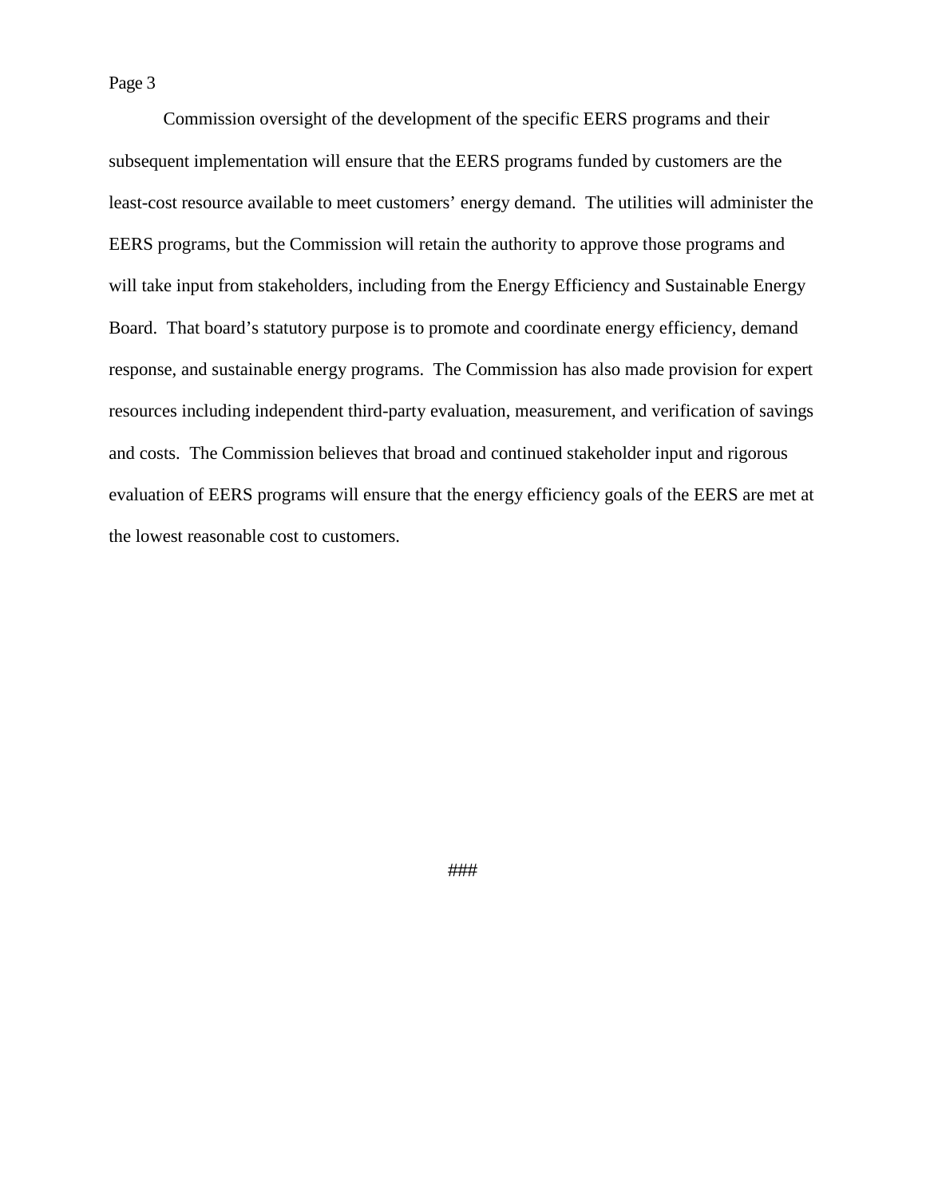Commission oversight of the development of the specific EERS programs and their subsequent implementation will ensure that the EERS programs funded by customers are the least-cost resource available to meet customers' energy demand. The utilities will administer the EERS programs, but the Commission will retain the authority to approve those programs and will take input from stakeholders, including from the Energy Efficiency and Sustainable Energy Board. That board's statutory purpose is to promote and coordinate energy efficiency, demand response, and sustainable energy programs. The Commission has also made provision for expert resources including independent third-party evaluation, measurement, and verification of savings and costs. The Commission believes that broad and continued stakeholder input and rigorous evaluation of EERS programs will ensure that the energy efficiency goals of the EERS are met at the lowest reasonable cost to customers.

###